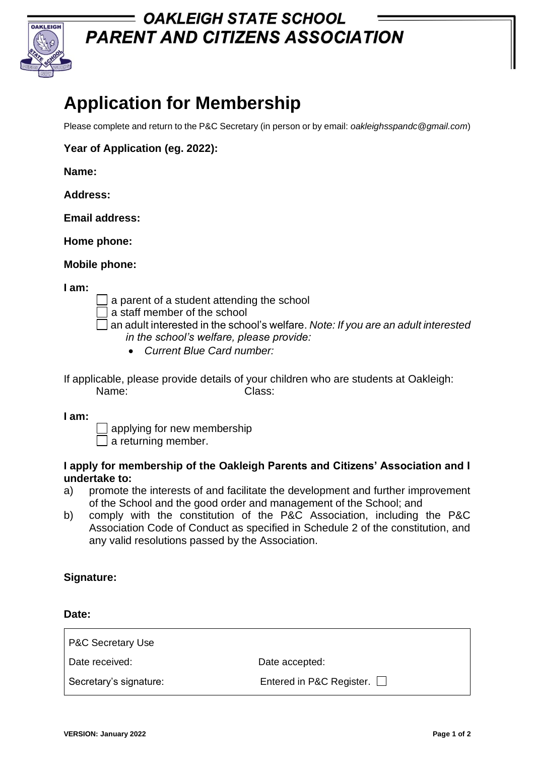# OAKLEIGH STATE SCHOOL
# PARENT AND CITIZENS ASSOCIATION

## Application for Membership

Please complete and return to the P&C Secretary (in person or by email: *oakleighsspandc@gmail.com*)

**Year of Application (eg. 2022):**

**Name:**

**Address:**

**Email address:**

**Home phone:**

**Mobile phone:**

**I am:**

- ☐ a parent of a student attending the school
- ☐ a staff member of the school
- ☐ an adult interested in the school's welfare. *Note: If you are an adult interested in the school's welfare, please provide:*
  - *Current Blue Card number:*

If applicable, please provide details of your children who are students at Oakleigh:

Name: Class:

**I am:**

- ☐ applying for new membership
- ☐ a returning member.

**I apply for membership of the Oakleigh Parents and Citizens' Association and I undertake to:**

a) promote the interests of and facilitate the development and further improvement of the School and the good order and management of the School; and

b) comply with the constitution of the P&C Association, including the P&C Association Code of Conduct as specified in Schedule 2 of the constitution, and any valid resolutions passed by the Association.

**Signature:**

**Date:**

| P&C Secretary Use | |
|---|---|
| Date received: | Date accepted: |
| Secretary's signature: | Entered in P&C Register. ☐ |

VERSION: January 2022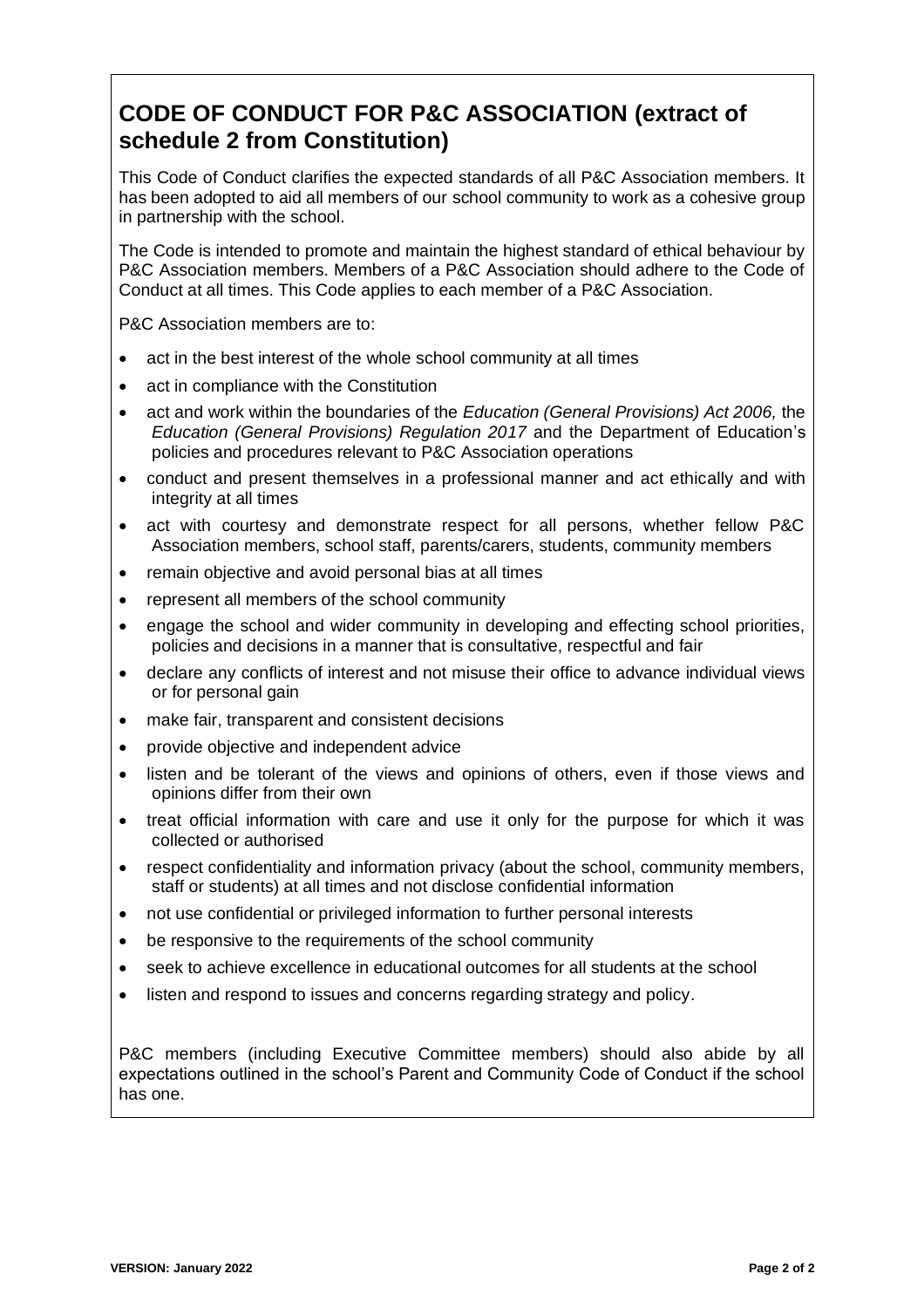## CODE OF CONDUCT FOR P&C ASSOCIATION (extract of schedule 2 from Constitution)

This Code of Conduct clarifies the expected standards of all P&C Association members. It has been adopted to aid all members of our school community to work as a cohesive group in partnership with the school.

The Code is intended to promote and maintain the highest standard of ethical behaviour by P&C Association members. Members of a P&C Association should adhere to the Code of Conduct at all times. This Code applies to each member of a P&C Association.

P&C Association members are to:

- act in the best interest of the whole school community at all times
- act in compliance with the Constitution
- act and work within the boundaries of the *Education (General Provisions) Act 2006,* the *Education (General Provisions) Regulation 2017* and the Department of Education's policies and procedures relevant to P&C Association operations
- conduct and present themselves in a professional manner and act ethically and with integrity at all times
- act with courtesy and demonstrate respect for all persons, whether fellow P&C Association members, school staff, parents/carers, students, community members
- remain objective and avoid personal bias at all times
- represent all members of the school community
- engage the school and wider community in developing and effecting school priorities, policies and decisions in a manner that is consultative, respectful and fair
- declare any conflicts of interest and not misuse their office to advance individual views or for personal gain
- make fair, transparent and consistent decisions
- provide objective and independent advice
- listen and be tolerant of the views and opinions of others, even if those views and opinions differ from their own
- treat official information with care and use it only for the purpose for which it was collected or authorised
- respect confidentiality and information privacy (about the school, community members, staff or students) at all times and not disclose confidential information
- not use confidential or privileged information to further personal interests
- be responsive to the requirements of the school community
- seek to achieve excellence in educational outcomes for all students at the school
- listen and respond to issues and concerns regarding strategy and policy.

P&C members (including Executive Committee members) should also abide by all expectations outlined in the school's Parent and Community Code of Conduct if the school has one.

**VERSION: January 2022**